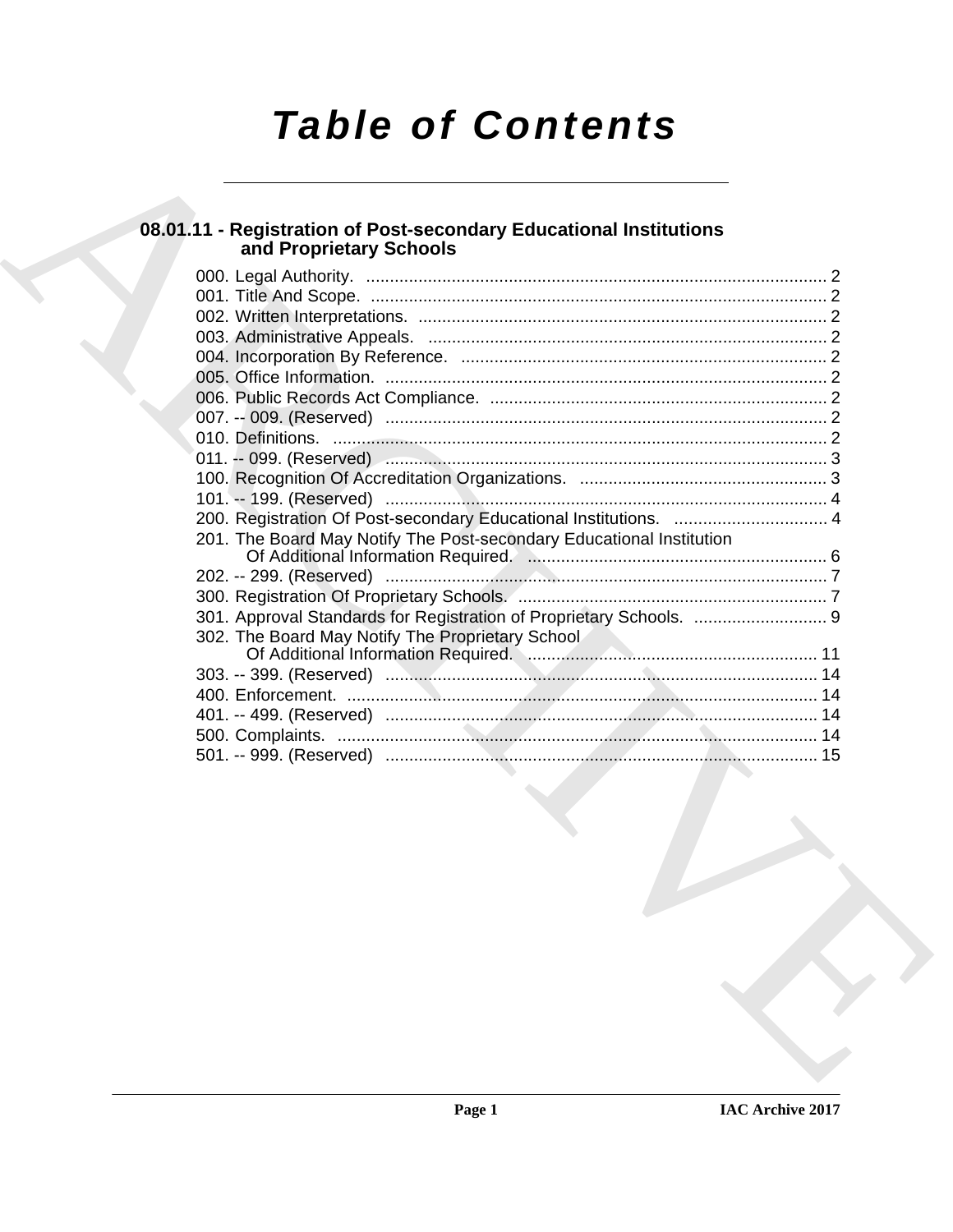# Table of Contents

## 08.01.11 - Registration of Post-secondary Educational Institutions and Proprietary Schools

000. Legal Authority. ........................................................................................ 2
001. Title And Scope. ........................................................................................ 2
002. Written Interpretations. ........................................................................................ 2
003. Administrative Appeals. ........................................................................................ 2
004. Incorporation By Reference. ........................................................................................ 2
005. Office Information. ........................................................................................ 2
006. Public Records Act Compliance. ........................................................................................ 2
007. -- 009. (Reserved) ........................................................................................ 2
010. Definitions. ........................................................................................ 2
011. -- 099. (Reserved) ........................................................................................ 3
100. Recognition Of Accreditation Organizations. ........................................................................................ 3
101. -- 199. (Reserved) ........................................................................................ 4
200. Registration Of Post-secondary Educational Institutions. ........................................................................................ 4
201. The Board May Notify The Post-secondary Educational Institution Of Additional Information Required. ........................................................................................ 6
202. -- 299. (Reserved) ........................................................................................ 7
300. Registration Of Proprietary Schools. ........................................................................................ 7
301. Approval Standards for Registration of Proprietary Schools. ........................................................................................ 9
302. The Board May Notify The Proprietary School Of Additional Information Required. ........................................................................................ 11
303. -- 399. (Reserved) ........................................................................................ 14
400. Enforcement. ........................................................................................ 14
401. -- 499. (Reserved) ........................................................................................ 14
500. Complaints. ........................................................................................ 14
501. -- 999. (Reserved) ........................................................................................ 15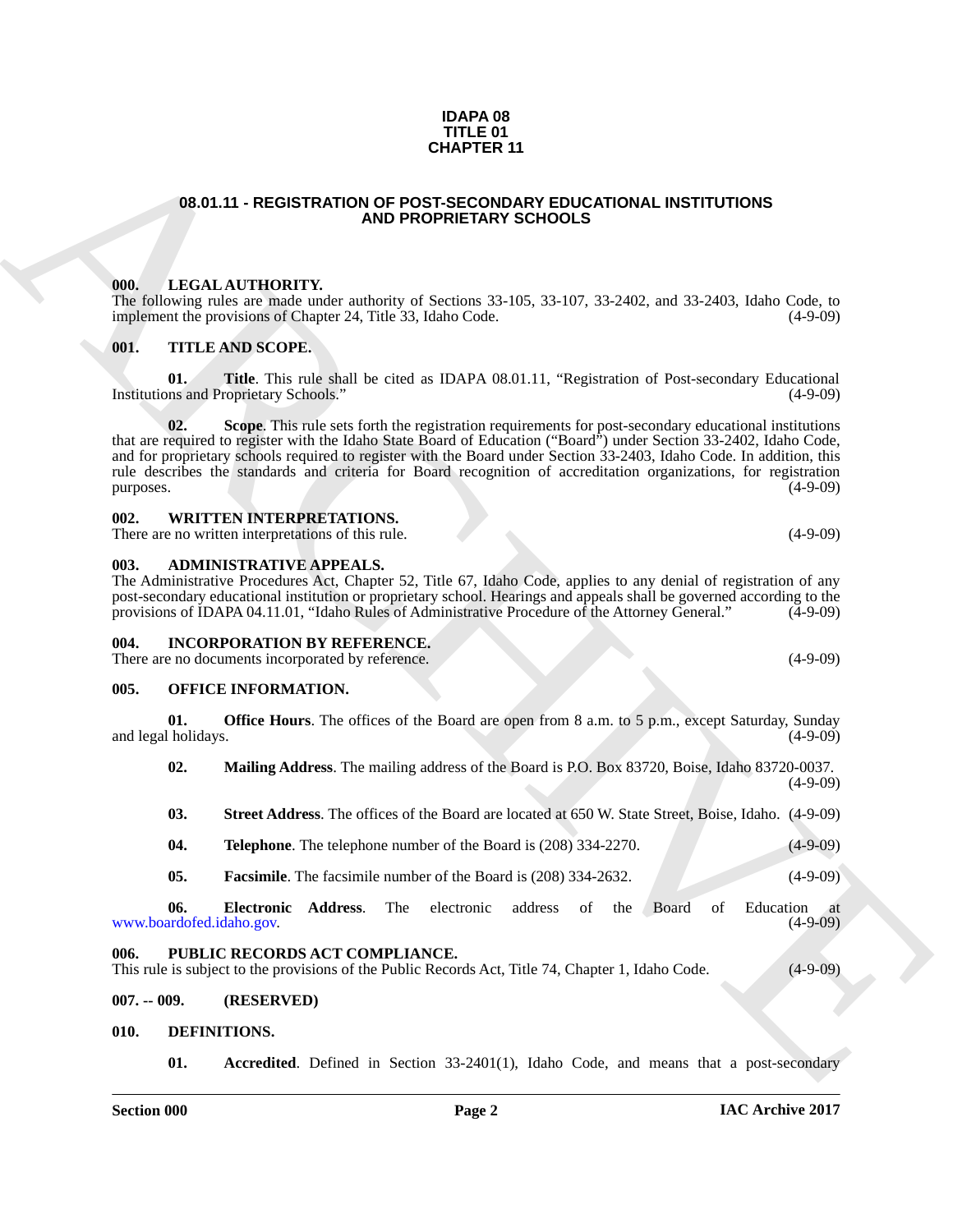**IDAPA 08**
**TITLE 01**
**CHAPTER 11**

# 08.01.11 - REGISTRATION OF POST-SECONDARY EDUCATIONAL INSTITUTIONS AND PROPRIETARY SCHOOLS

## 000. LEGAL AUTHORITY.

The following rules are made under authority of Sections 33-105, 33-107, 33-2402, and 33-2403, Idaho Code, to implement the provisions of Chapter 24, Title 33, Idaho Code. (4-9-09)

## 001. TITLE AND SCOPE.

**01. Title**. This rule shall be cited as IDAPA 08.01.11, "Registration of Post-secondary Educational Institutions and Proprietary Schools." (4-9-09)

**02. Scope**. This rule sets forth the registration requirements for post-secondary educational institutions that are required to register with the Idaho State Board of Education ("Board") under Section 33-2402, Idaho Code, and for proprietary schools required to register with the Board under Section 33-2403, Idaho Code. In addition, this rule describes the standards and criteria for Board recognition of accreditation organizations, for registration purposes. (4-9-09)

## 002. WRITTEN INTERPRETATIONS.

There are no written interpretations of this rule. (4-9-09)

## 003. ADMINISTRATIVE APPEALS.

The Administrative Procedures Act, Chapter 52, Title 67, Idaho Code, applies to any denial of registration of any post-secondary educational institution or proprietary school. Hearings and appeals shall be governed according to the provisions of IDAPA 04.11.01, "Idaho Rules of Administrative Procedure of the Attorney General." (4-9-09)

## 004. INCORPORATION BY REFERENCE.

There are no documents incorporated by reference. (4-9-09)

## 005. OFFICE INFORMATION.

**01. Office Hours**. The offices of the Board are open from 8 a.m. to 5 p.m., except Saturday, Sunday and legal holidays. (4-9-09)

**02. Mailing Address**. The mailing address of the Board is P.O. Box 83720, Boise, Idaho 83720-0037. (4-9-09)

**03. Street Address**. The offices of the Board are located at 650 W. State Street, Boise, Idaho. (4-9-09)

**04. Telephone**. The telephone number of the Board is (208) 334-2270. (4-9-09)

**05. Facsimile**. The facsimile number of the Board is (208) 334-2632. (4-9-09)

**06. Electronic Address**. The electronic address of the Board of Education at www.boardofed.idaho.gov. (4-9-09)

## 006. PUBLIC RECORDS ACT COMPLIANCE.

This rule is subject to the provisions of the Public Records Act, Title 74, Chapter 1, Idaho Code. (4-9-09)

## 007. -- 009. (RESERVED)

## 010. DEFINITIONS.

**01. Accredited**. Defined in Section 33-2401(1), Idaho Code, and means that a post-secondary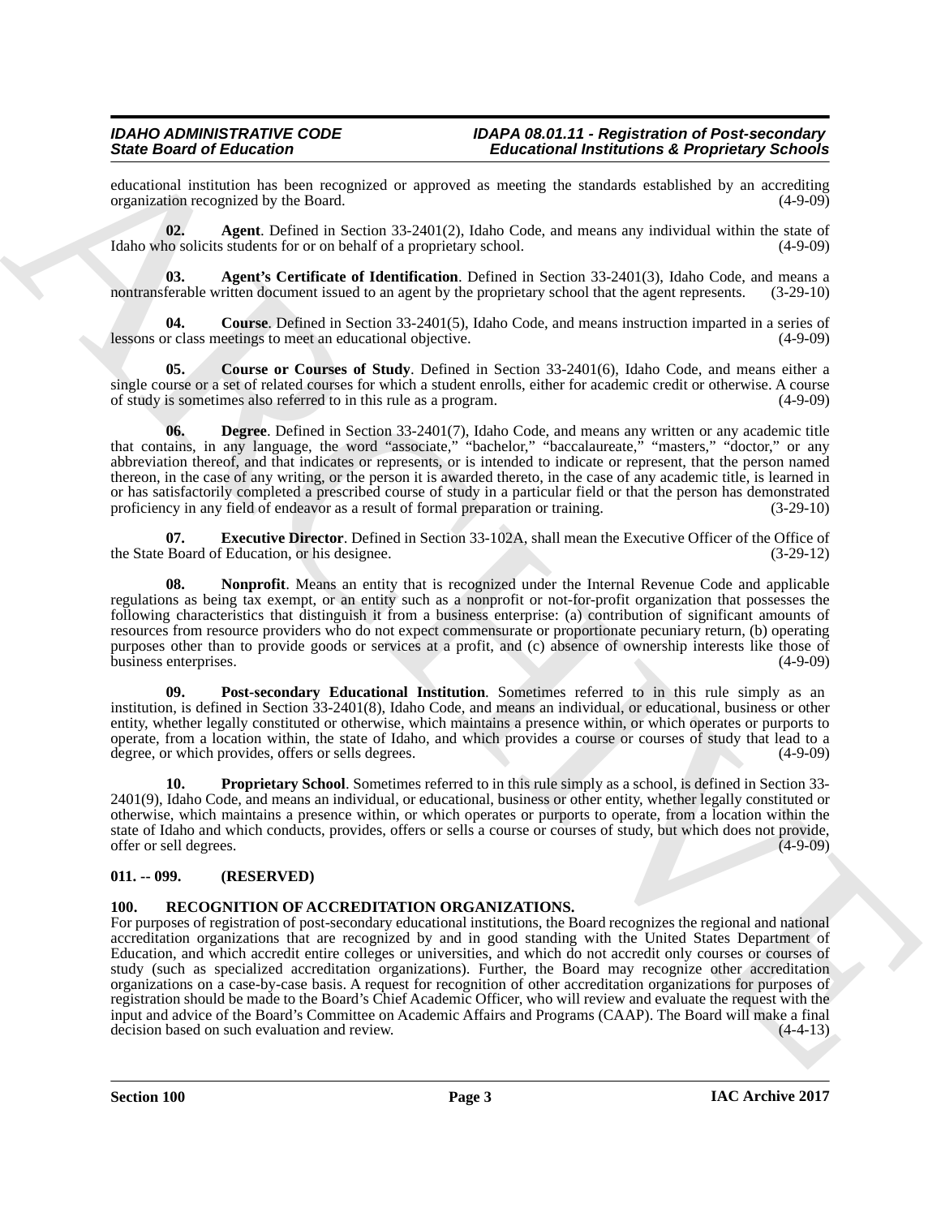educational institution has been recognized or approved as meeting the standards established by an accrediting organization recognized by the Board. (4-9-09)

**02. Agent**. Defined in Section 33-2401(2), Idaho Code, and means any individual within the state of Idaho who solicits students for or on behalf of a proprietary school. (4-9-09)

**03. Agent's Certificate of Identification**. Defined in Section 33-2401(3), Idaho Code, and means a nontransferable written document issued to an agent by the proprietary school that the agent represents. (3-29-10)

**04. Course**. Defined in Section 33-2401(5), Idaho Code, and means instruction imparted in a series of lessons or class meetings to meet an educational objective. (4-9-09)

**05. Course or Courses of Study**. Defined in Section 33-2401(6), Idaho Code, and means either a single course or a set of related courses for which a student enrolls, either for academic credit or otherwise. A course of study is sometimes also referred to in this rule as a program. (4-9-09)

**06. Degree**. Defined in Section 33-2401(7), Idaho Code, and means any written or any academic title that contains, in any language, the word "associate," "bachelor," "baccalaureate," "masters," "doctor," or any abbreviation thereof, and that indicates or represents, or is intended to indicate or represent, that the person named thereon, in the case of any writing, or the person it is awarded thereto, in the case of any academic title, is learned in or has satisfactorily completed a prescribed course of study in a particular field or that the person has demonstrated proficiency in any field of endeavor as a result of formal preparation or training. (3-29-10)

**07. Executive Director**. Defined in Section 33-102A, shall mean the Executive Officer of the Office of the State Board of Education, or his designee. (3-29-12)

**08. Nonprofit**. Means an entity that is recognized under the Internal Revenue Code and applicable regulations as being tax exempt, or an entity such as a nonprofit or not-for-profit organization that possesses the following characteristics that distinguish it from a business enterprise: (a) contribution of significant amounts of resources from resource providers who do not expect commensurate or proportionate pecuniary return, (b) operating purposes other than to provide goods or services at a profit, and (c) absence of ownership interests like those of business enterprises. (4-9-09)

**09. Post-secondary Educational Institution**. Sometimes referred to in this rule simply as an institution, is defined in Section 33-2401(8), Idaho Code, and means an individual, or educational, business or other entity, whether legally constituted or otherwise, which maintains a presence within, or which operates or purports to operate, from a location within, the state of Idaho, and which provides a course or courses of study that lead to a degree, or which provides, offers or sells degrees. (4-9-09)

**10. Proprietary School**. Sometimes referred to in this rule simply as a school, is defined in Section 33-2401(9), Idaho Code, and means an individual, or educational, business or other entity, whether legally constituted or otherwise, which maintains a presence within, or which operates or purports to operate, from a location within the state of Idaho and which conducts, provides, offers or sells a course or courses of study, but which does not provide, offer or sell degrees. (4-9-09)

### 011. -- 099. (RESERVED)

### 100. RECOGNITION OF ACCREDITATION ORGANIZATIONS.

For purposes of registration of post-secondary educational institutions, the Board recognizes the regional and national accreditation organizations that are recognized by and in good standing with the United States Department of Education, and which accredit entire colleges or universities, and which do not accredit only courses or courses of study (such as specialized accreditation organizations). Further, the Board may recognize other accreditation organizations on a case-by-case basis. A request for recognition of other accreditation organizations for purposes of registration should be made to the Board's Chief Academic Officer, who will review and evaluate the request with the input and advice of the Board's Committee on Academic Affairs and Programs (CAAP). The Board will make a final decision based on such evaluation and review. (4-4-13)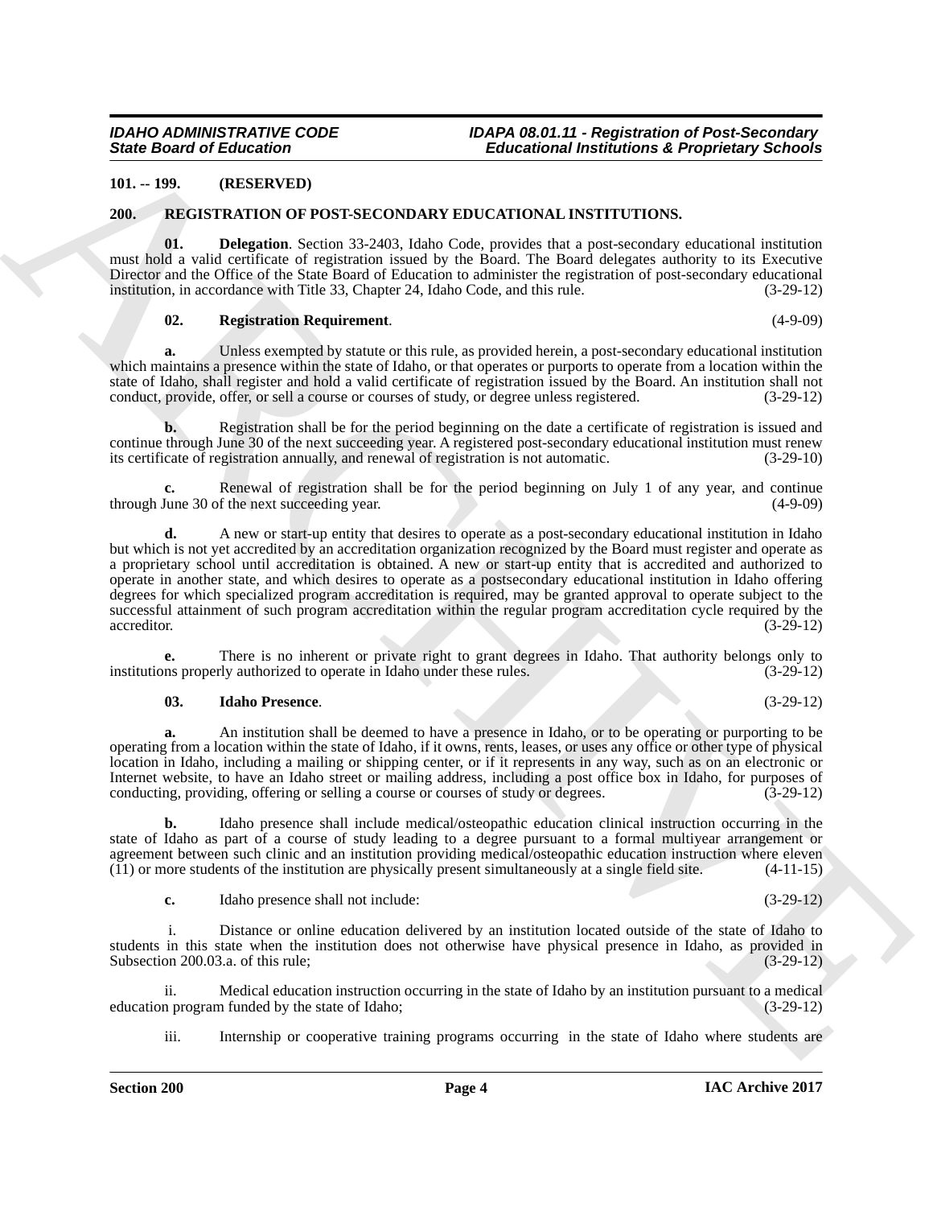**101. -- 199. (RESERVED)**

**200. REGISTRATION OF POST-SECONDARY EDUCATIONAL INSTITUTIONS.**

**01. Delegation**. Section 33-2403, Idaho Code, provides that a post-secondary educational institution must hold a valid certificate of registration issued by the Board. The Board delegates authority to its Executive Director and the Office of the State Board of Education to administer the registration of post-secondary educational institution, in accordance with Title 33, Chapter 24, Idaho Code, and this rule. (3-29-12)

**02. Registration Requirement**. (4-9-09)

**a.** Unless exempted by statute or this rule, as provided herein, a post-secondary educational institution which maintains a presence within the state of Idaho, or that operates or purports to operate from a location within the state of Idaho, shall register and hold a valid certificate of registration issued by the Board. An institution shall not conduct, provide, offer, or sell a course or courses of study, or degree unless registered. (3-29-12)

**b.** Registration shall be for the period beginning on the date a certificate of registration is issued and continue through June 30 of the next succeeding year. A registered post-secondary educational institution must renew its certificate of registration annually, and renewal of registration is not automatic. (3-29-10)

**c.** Renewal of registration shall be for the period beginning on July 1 of any year, and continue through June 30 of the next succeeding year. (4-9-09)

**d.** A new or start-up entity that desires to operate as a post-secondary educational institution in Idaho but which is not yet accredited by an accreditation organization recognized by the Board must register and operate as a proprietary school until accreditation is obtained. A new or start-up entity that is accredited and authorized to operate in another state, and which desires to operate as a postsecondary educational institution in Idaho offering degrees for which specialized program accreditation is required, may be granted approval to operate subject to the successful attainment of such program accreditation within the regular program accreditation cycle required by the accreditor. (3-29-12)

**e.** There is no inherent or private right to grant degrees in Idaho. That authority belongs only to institutions properly authorized to operate in Idaho under these rules. (3-29-12)

**03. Idaho Presence**. (3-29-12)

**a.** An institution shall be deemed to have a presence in Idaho, or to be operating or purporting to be operating from a location within the state of Idaho, if it owns, rents, leases, or uses any office or other type of physical location in Idaho, including a mailing or shipping center, or if it represents in any way, such as on an electronic or Internet website, to have an Idaho street or mailing address, including a post office box in Idaho, for purposes of conducting, providing, offering or selling a course or courses of study or degrees. (3-29-12)

**b.** Idaho presence shall include medical/osteopathic education clinical instruction occurring in the state of Idaho as part of a course of study leading to a degree pursuant to a formal multiyear arrangement or agreement between such clinic and an institution providing medical/osteopathic education instruction where eleven (11) or more students of the institution are physically present simultaneously at a single field site. (4-11-15)

**c.** Idaho presence shall not include: (3-29-12)

i. Distance or online education delivered by an institution located outside of the state of Idaho to students in this state when the institution does not otherwise have physical presence in Idaho, as provided in Subsection 200.03.a. of this rule; (3-29-12)

ii. Medical education instruction occurring in the state of Idaho by an institution pursuant to a medical education program funded by the state of Idaho; (3-29-12)

iii. Internship or cooperative training programs occurring in the state of Idaho where students are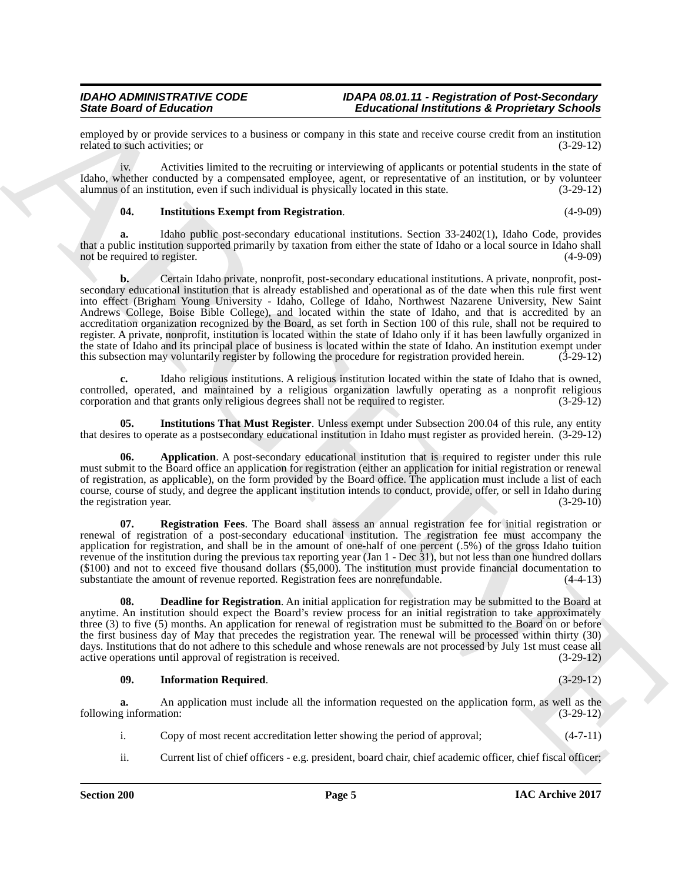employed by or provide services to a business or company in this state and receive course credit from an institution related to such activities; or (3-29-12)

iv. Activities limited to the recruiting or interviewing of applicants or potential students in the state of Idaho, whether conducted by a compensated employee, agent, or representative of an institution, or by volunteer alumnus of an institution, even if such individual is physically located in this state. (3-29-12)

**04. Institutions Exempt from Registration**. (4-9-09)

**a.** Idaho public post-secondary educational institutions. Section 33-2402(1), Idaho Code, provides that a public institution supported primarily by taxation from either the state of Idaho or a local source in Idaho shall not be required to register. (4-9-09)

**b.** Certain Idaho private, nonprofit, post-secondary educational institutions. A private, nonprofit, post-secondary educational institution that is already established and operational as of the date when this rule first went into effect (Brigham Young University - Idaho, College of Idaho, Northwest Nazarene University, New Saint Andrews College, Boise Bible College), and located within the state of Idaho, and that is accredited by an accreditation organization recognized by the Board, as set forth in Section 100 of this rule, shall not be required to register. A private, nonprofit, institution is located within the state of Idaho only if it has been lawfully organized in the state of Idaho and its principal place of business is located within the state of Idaho. An institution exempt under this subsection may voluntarily register by following the procedure for registration provided herein. (3-29-12)

**c.** Idaho religious institutions. A religious institution located within the state of Idaho that is owned, controlled, operated, and maintained by a religious organization lawfully operating as a nonprofit religious corporation and that grants only religious degrees shall not be required to register. (3-29-12)

**05. Institutions That Must Register**. Unless exempt under Subsection 200.04 of this rule, any entity that desires to operate as a postsecondary educational institution in Idaho must register as provided herein. (3-29-12)

**06. Application**. A post-secondary educational institution that is required to register under this rule must submit to the Board office an application for registration (either an application for initial registration or renewal of registration, as applicable), on the form provided by the Board office. The application must include a list of each course, course of study, and degree the applicant institution intends to conduct, provide, offer, or sell in Idaho during the registration year. (3-29-10)

**07. Registration Fees**. The Board shall assess an annual registration fee for initial registration or renewal of registration of a post-secondary educational institution. The registration fee must accompany the application for registration, and shall be in the amount of one-half of one percent (.5%) of the gross Idaho tuition revenue of the institution during the previous tax reporting year (Jan 1 - Dec 31), but not less than one hundred dollars ($100) and not to exceed five thousand dollars ($5,000). The institution must provide financial documentation to substantiate the amount of revenue reported. Registration fees are nonrefundable. (4-4-13)

**08. Deadline for Registration**. An initial application for registration may be submitted to the Board at anytime. An institution should expect the Board's review process for an initial registration to take approximately three (3) to five (5) months. An application for renewal of registration must be submitted to the Board on or before the first business day of May that precedes the registration year. The renewal will be processed within thirty (30) days. Institutions that do not adhere to this schedule and whose renewals are not processed by July 1st must cease all active operations until approval of registration is received. (3-29-12)

**09. Information Required**. (3-29-12)

**a.** An application must include all the information requested on the application form, as well as the following information: (3-29-12)

i. Copy of most recent accreditation letter showing the period of approval; (4-7-11)

ii. Current list of chief officers - e.g. president, board chair, chief academic officer, chief fiscal officer;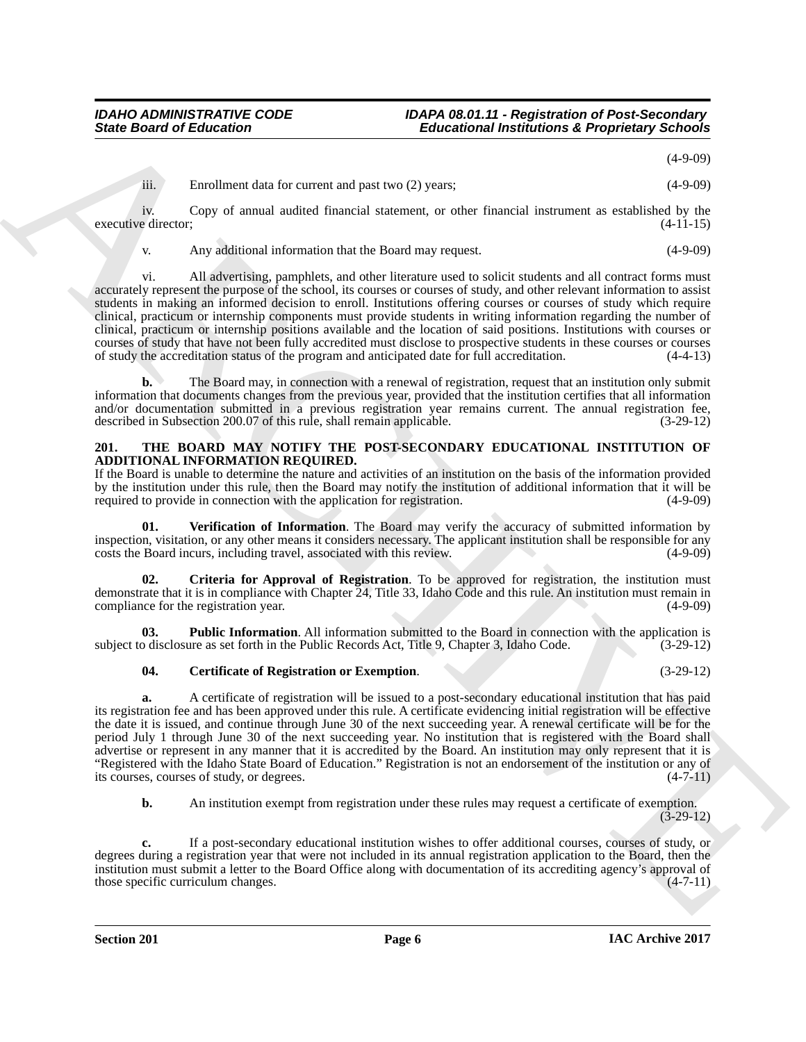(4-9-09)

iii. Enrollment data for current and past two (2) years; (4-9-09)

iv. Copy of annual audited financial statement, or other financial instrument as established by the executive director; (4-11-15)

v. Any additional information that the Board may request. (4-9-09)

vi. All advertising, pamphlets, and other literature used to solicit students and all contract forms must accurately represent the purpose of the school, its courses or courses of study, and other relevant information to assist students in making an informed decision to enroll. Institutions offering courses or courses of study which require clinical, practicum or internship components must provide students in writing information regarding the number of clinical, practicum or internship positions available and the location of said positions. Institutions with courses or courses of study that have not been fully accredited must disclose to prospective students in these courses or courses of study the accreditation status of the program and anticipated date for full accreditation. (4-4-13)

**b.** The Board may, in connection with a renewal of registration, request that an institution only submit information that documents changes from the previous year, provided that the institution certifies that all information and/or documentation submitted in a previous registration year remains current. The annual registration fee, described in Subsection 200.07 of this rule, shall remain applicable. (3-29-12)

## 201. THE BOARD MAY NOTIFY THE POST-SECONDARY EDUCATIONAL INSTITUTION OF ADDITIONAL INFORMATION REQUIRED.

If the Board is unable to determine the nature and activities of an institution on the basis of the information provided by the institution under this rule, then the Board may notify the institution of additional information that it will be required to provide in connection with the application for registration. (4-9-09)

**01. Verification of Information**. The Board may verify the accuracy of submitted information by inspection, visitation, or any other means it considers necessary. The applicant institution shall be responsible for any costs the Board incurs, including travel, associated with this review. (4-9-09)

**02. Criteria for Approval of Registration**. To be approved for registration, the institution must demonstrate that it is in compliance with Chapter 24, Title 33, Idaho Code and this rule. An institution must remain in compliance for the registration year. (4-9-09)

**03. Public Information**. All information submitted to the Board in connection with the application is subject to disclosure as set forth in the Public Records Act, Title 9, Chapter 3, Idaho Code. (3-29-12)

**04. Certificate of Registration or Exemption**. (3-29-12)

**a.** A certificate of registration will be issued to a post-secondary educational institution that has paid its registration fee and has been approved under this rule. A certificate evidencing initial registration will be effective the date it is issued, and continue through June 30 of the next succeeding year. A renewal certificate will be for the period July 1 through June 30 of the next succeeding year. No institution that is registered with the Board shall advertise or represent in any manner that it is accredited by the Board. An institution may only represent that it is "Registered with the Idaho State Board of Education." Registration is not an endorsement of the institution or any of its courses, courses of study, or degrees. (4-7-11)

**b.** An institution exempt from registration under these rules may request a certificate of exemption. (3-29-12)

**c.** If a post-secondary educational institution wishes to offer additional courses, courses of study, or degrees during a registration year that were not included in its annual registration application to the Board, then the institution must submit a letter to the Board Office along with documentation of its accrediting agency's approval of those specific curriculum changes. (4-7-11)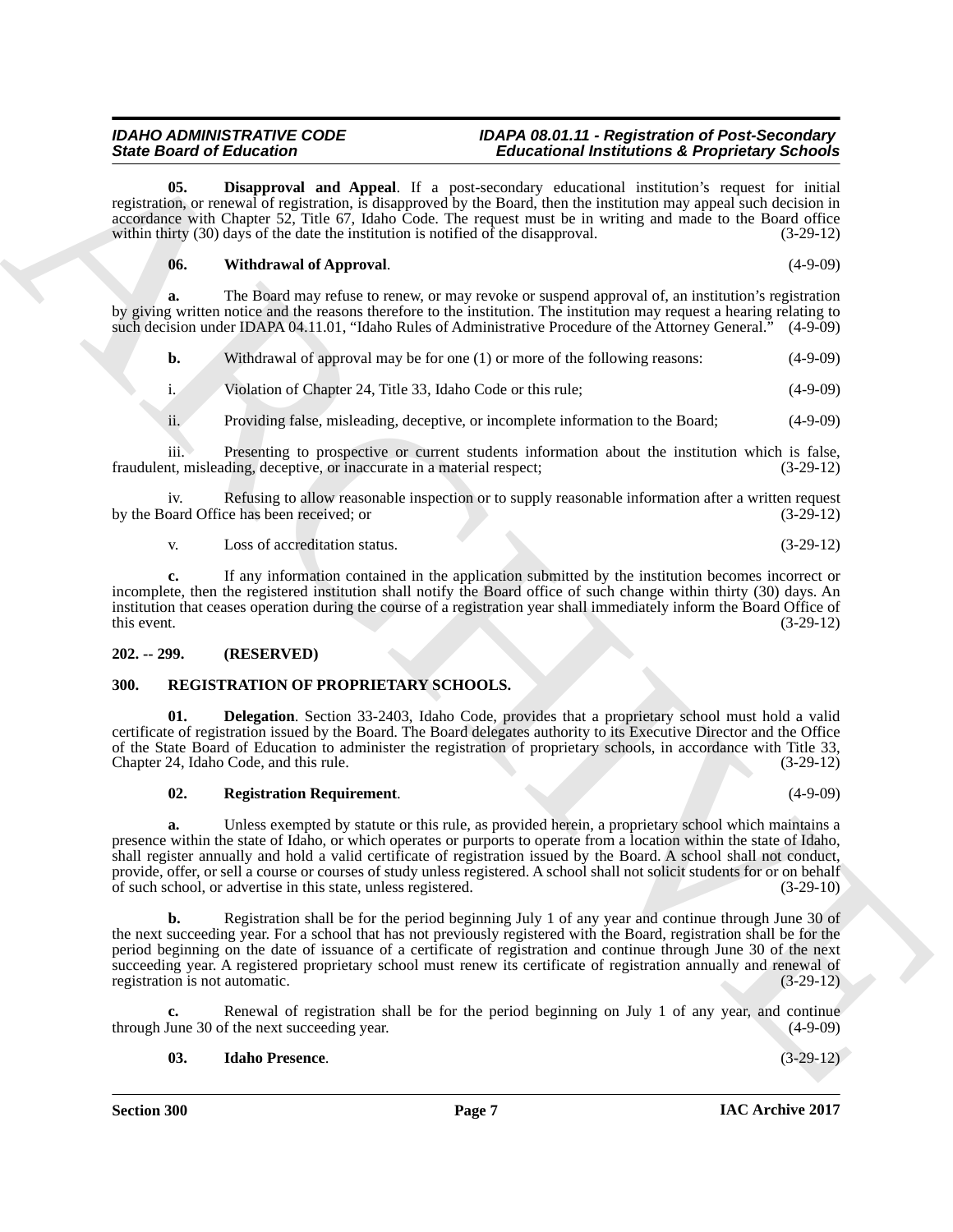**05. Disapproval and Appeal**. If a post-secondary educational institution's request for initial registration, or renewal of registration, is disapproved by the Board, then the institution may appeal such decision in accordance with Chapter 52, Title 67, Idaho Code. The request must be in writing and made to the Board office within thirty (30) days of the date the institution is notified of the disapproval. (3-29-12)

**06. Withdrawal of Approval**. (4-9-09)

**a.** The Board may refuse to renew, or may revoke or suspend approval of, an institution's registration by giving written notice and the reasons therefore to the institution. The institution may request a hearing relating to such decision under IDAPA 04.11.01, "Idaho Rules of Administrative Procedure of the Attorney General." (4-9-09)

**b.** Withdrawal of approval may be for one (1) or more of the following reasons: (4-9-09)

i. Violation of Chapter 24, Title 33, Idaho Code or this rule; (4-9-09)

ii. Providing false, misleading, deceptive, or incomplete information to the Board; (4-9-09)

iii. Presenting to prospective or current students information about the institution which is false, fraudulent, misleading, deceptive, or inaccurate in a material respect; (3-29-12)

iv. Refusing to allow reasonable inspection or to supply reasonable information after a written request by the Board Office has been received; or (3-29-12)

v. Loss of accreditation status. (3-29-12)

**c.** If any information contained in the application submitted by the institution becomes incorrect or incomplete, then the registered institution shall notify the Board office of such change within thirty (30) days. An institution that ceases operation during the course of a registration year shall immediately inform the Board Office of this event. (3-29-12)

## 202. -- 299. (RESERVED)

## 300. REGISTRATION OF PROPRIETARY SCHOOLS.

**01. Delegation**. Section 33-2403, Idaho Code, provides that a proprietary school must hold a valid certificate of registration issued by the Board. The Board delegates authority to its Executive Director and the Office of the State Board of Education to administer the registration of proprietary schools, in accordance with Title 33, Chapter 24, Idaho Code, and this rule. (3-29-12)

**02. Registration Requirement**. (4-9-09)

**a.** Unless exempted by statute or this rule, as provided herein, a proprietary school which maintains a presence within the state of Idaho, or which operates or purports to operate from a location within the state of Idaho, shall register annually and hold a valid certificate of registration issued by the Board. A school shall not conduct, provide, offer, or sell a course or courses of study unless registered. A school shall not solicit students for or on behalf of such school, or advertise in this state, unless registered. (3-29-10)

**b.** Registration shall be for the period beginning July 1 of any year and continue through June 30 of the next succeeding year. For a school that has not previously registered with the Board, registration shall be for the period beginning on the date of issuance of a certificate of registration and continue through June 30 of the next succeeding year. A registered proprietary school must renew its certificate of registration annually and renewal of registration is not automatic. (3-29-12)

**c.** Renewal of registration shall be for the period beginning on July 1 of any year, and continue through June 30 of the next succeeding year. (4-9-09)

**03. Idaho Presence**. (3-29-12)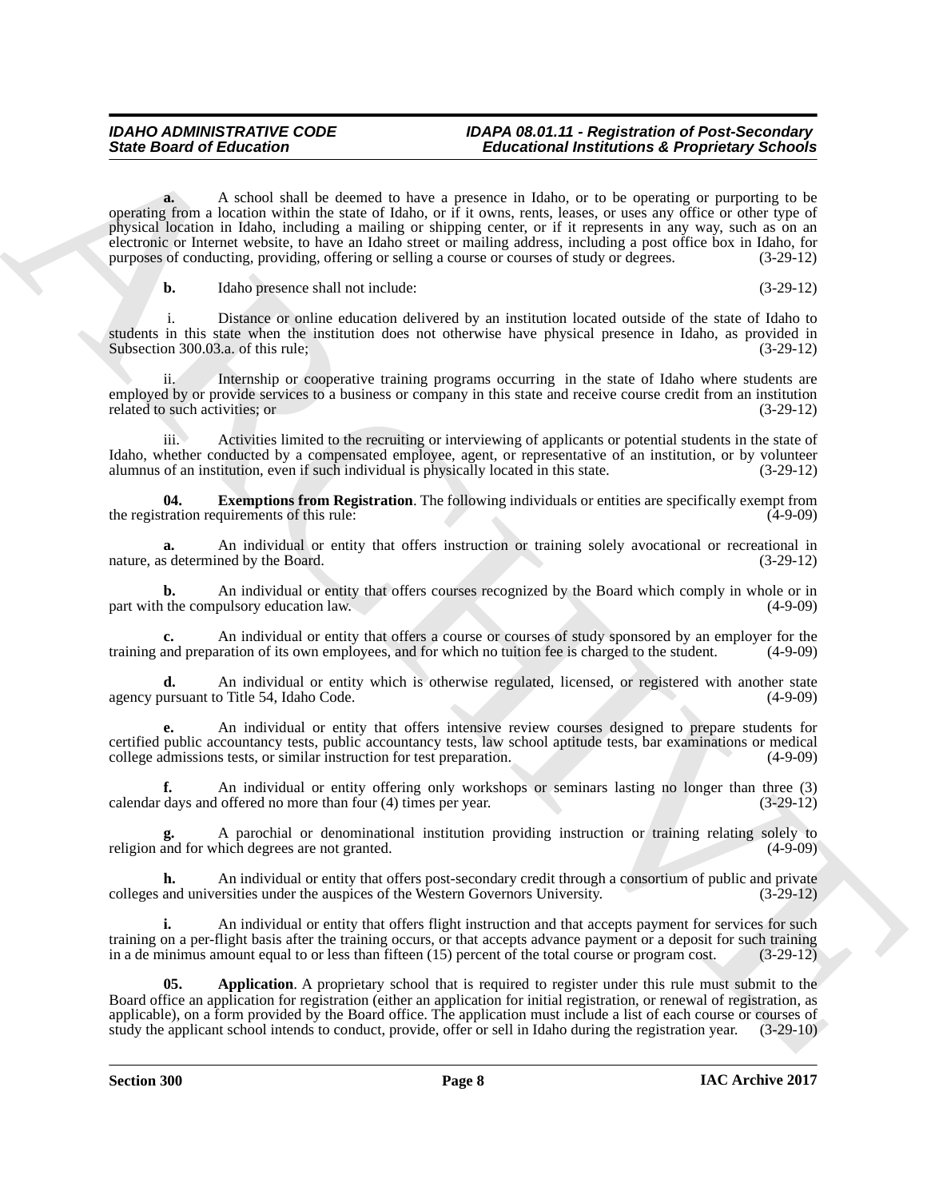**a.** A school shall be deemed to have a presence in Idaho, or to be operating or purporting to be operating from a location within the state of Idaho, or if it owns, rents, leases, or uses any office or other type of physical location in Idaho, including a mailing or shipping center, or if it represents in any way, such as on an electronic or Internet website, to have an Idaho street or mailing address, including a post office box in Idaho, for purposes of conducting, providing, offering or selling a course or courses of study or degrees. (3-29-12)

**b.** Idaho presence shall not include: (3-29-12)

i. Distance or online education delivered by an institution located outside of the state of Idaho to students in this state when the institution does not otherwise have physical presence in Idaho, as provided in Subsection 300.03.a. of this rule; (3-29-12)

ii. Internship or cooperative training programs occurring in the state of Idaho where students are employed by or provide services to a business or company in this state and receive course credit from an institution related to such activities; or (3-29-12)

iii. Activities limited to the recruiting or interviewing of applicants or potential students in the state of Idaho, whether conducted by a compensated employee, agent, or representative of an institution, or by volunteer alumnus of an institution, even if such individual is physically located in this state. (3-29-12)

**04. Exemptions from Registration**. The following individuals or entities are specifically exempt from the registration requirements of this rule: (4-9-09)

**a.** An individual or entity that offers instruction or training solely avocational or recreational in nature, as determined by the Board. (3-29-12)

**b.** An individual or entity that offers courses recognized by the Board which comply in whole or in part with the compulsory education law. (4-9-09)

**c.** An individual or entity that offers a course or courses of study sponsored by an employer for the training and preparation of its own employees, and for which no tuition fee is charged to the student. (4-9-09)

**d.** An individual or entity which is otherwise regulated, licensed, or registered with another state agency pursuant to Title 54, Idaho Code. (4-9-09)

**e.** An individual or entity that offers intensive review courses designed to prepare students for certified public accountancy tests, public accountancy tests, law school aptitude tests, bar examinations or medical college admissions tests, or similar instruction for test preparation. (4-9-09)

**f.** An individual or entity offering only workshops or seminars lasting no longer than three (3) calendar days and offered no more than four (4) times per year. (3-29-12)

**g.** A parochial or denominational institution providing instruction or training relating solely to religion and for which degrees are not granted. (4-9-09)

**h.** An individual or entity that offers post-secondary credit through a consortium of public and private colleges and universities under the auspices of the Western Governors University. (3-29-12)

**i.** An individual or entity that offers flight instruction and that accepts payment for services for such training on a per-flight basis after the training occurs, or that accepts advance payment or a deposit for such training in a de minimus amount equal to or less than fifteen (15) percent of the total course or program cost. (3-29-12)

**05. Application**. A proprietary school that is required to register under this rule must submit to the Board office an application for registration (either an application for initial registration, or renewal of registration, as applicable), on a form provided by the Board office. The application must include a list of each course or courses of study the applicant school intends to conduct, provide, offer or sell in Idaho during the registration year. (3-29-10)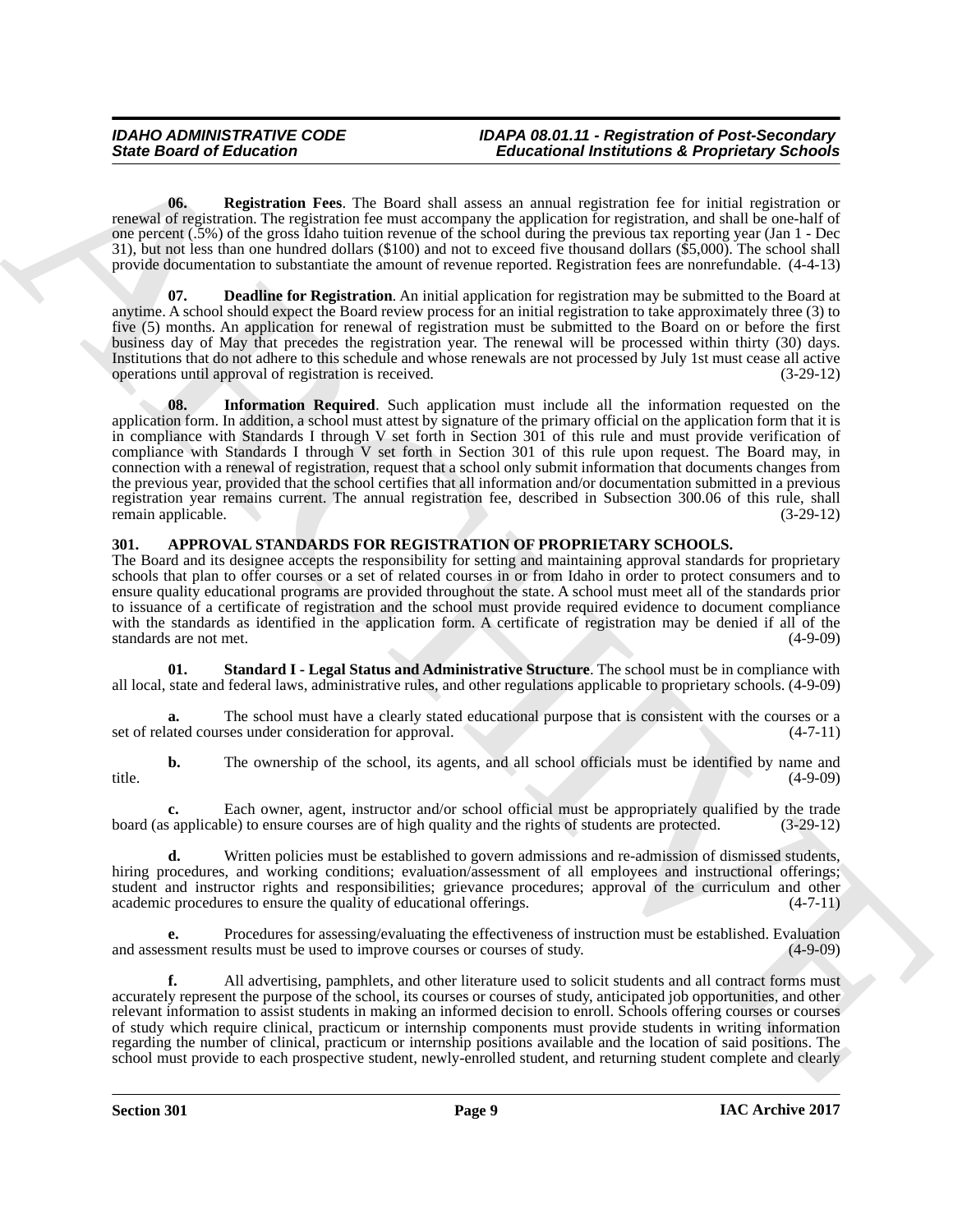**06. Registration Fees**. The Board shall assess an annual registration fee for initial registration or renewal of registration. The registration fee must accompany the application for registration, and shall be one-half of one percent (.5%) of the gross Idaho tuition revenue of the school during the previous tax reporting year (Jan 1 - Dec 31), but not less than one hundred dollars ($100) and not to exceed five thousand dollars ($5,000). The school shall provide documentation to substantiate the amount of revenue reported. Registration fees are nonrefundable. (4-4-13)

**07. Deadline for Registration**. An initial application for registration may be submitted to the Board at anytime. A school should expect the Board review process for an initial registration to take approximately three (3) to five (5) months. An application for renewal of registration must be submitted to the Board on or before the first business day of May that precedes the registration year. The renewal will be processed within thirty (30) days. Institutions that do not adhere to this schedule and whose renewals are not processed by July 1st must cease all active operations until approval of registration is received. (3-29-12)

**08. Information Required**. Such application must include all the information requested on the application form. In addition, a school must attest by signature of the primary official on the application form that it is in compliance with Standards I through V set forth in Section 301 of this rule and must provide verification of compliance with Standards I through V set forth in Section 301 of this rule upon request. The Board may, in connection with a renewal of registration, request that a school only submit information that documents changes from the previous year, provided that the school certifies that all information and/or documentation submitted in a previous registration year remains current. The annual registration fee, described in Subsection 300.06 of this rule, shall remain applicable. (3-29-12)

## 301. APPROVAL STANDARDS FOR REGISTRATION OF PROPRIETARY SCHOOLS.

The Board and its designee accepts the responsibility for setting and maintaining approval standards for proprietary schools that plan to offer courses or a set of related courses in or from Idaho in order to protect consumers and to ensure quality educational programs are provided throughout the state. A school must meet all of the standards prior to issuance of a certificate of registration and the school must provide required evidence to document compliance with the standards as identified in the application form. A certificate of registration may be denied if all of the standards are not met. (4-9-09)

**01. Standard I - Legal Status and Administrative Structure**. The school must be in compliance with all local, state and federal laws, administrative rules, and other regulations applicable to proprietary schools. (4-9-09)

**a.** The school must have a clearly stated educational purpose that is consistent with the courses or a set of related courses under consideration for approval. (4-7-11)

**b.** The ownership of the school, its agents, and all school officials must be identified by name and title. (4-9-09)

**c.** Each owner, agent, instructor and/or school official must be appropriately qualified by the trade board (as applicable) to ensure courses are of high quality and the rights of students are protected. (3-29-12)

**d.** Written policies must be established to govern admissions and re-admission of dismissed students, hiring procedures, and working conditions; evaluation/assessment of all employees and instructional offerings; student and instructor rights and responsibilities; grievance procedures; approval of the curriculum and other academic procedures to ensure the quality of educational offerings. (4-7-11)

**e.** Procedures for assessing/evaluating the effectiveness of instruction must be established. Evaluation and assessment results must be used to improve courses or courses of study. (4-9-09)

**f.** All advertising, pamphlets, and other literature used to solicit students and all contract forms must accurately represent the purpose of the school, its courses or courses of study, anticipated job opportunities, and other relevant information to assist students in making an informed decision to enroll. Schools offering courses or courses of study which require clinical, practicum or internship components must provide students in writing information regarding the number of clinical, practicum or internship positions available and the location of said positions. The school must provide to each prospective student, newly-enrolled student, and returning student complete and clearly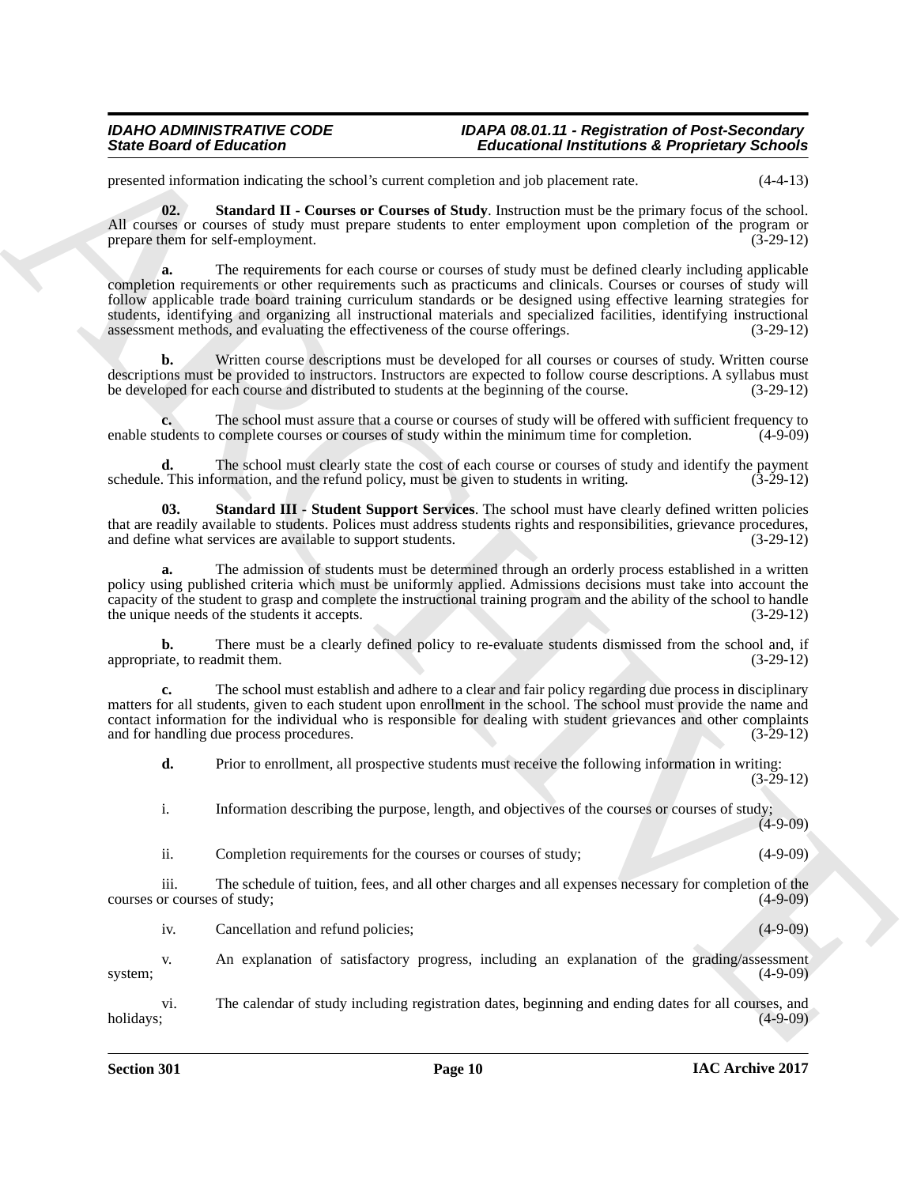presented information indicating the school's current completion and job placement rate. (4-4-13)

**02. Standard II - Courses or Courses of Study**. Instruction must be the primary focus of the school. All courses or courses of study must prepare students to enter employment upon completion of the program or prepare them for self-employment. (3-29-12)

**a.** The requirements for each course or courses of study must be defined clearly including applicable completion requirements or other requirements such as practicums and clinicals. Courses or courses of study will follow applicable trade board training curriculum standards or be designed using effective learning strategies for students, identifying and organizing all instructional materials and specialized facilities, identifying instructional assessment methods, and evaluating the effectiveness of the course offerings. (3-29-12)

**b.** Written course descriptions must be developed for all courses or courses of study. Written course descriptions must be provided to instructors. Instructors are expected to follow course descriptions. A syllabus must be developed for each course and distributed to students at the beginning of the course. (3-29-12)

**c.** The school must assure that a course or courses of study will be offered with sufficient frequency to enable students to complete courses or courses of study within the minimum time for completion. (4-9-09)

**d.** The school must clearly state the cost of each course or courses of study and identify the payment schedule. This information, and the refund policy, must be given to students in writing. (3-29-12)

**03. Standard III - Student Support Services**. The school must have clearly defined written policies that are readily available to students. Polices must address students rights and responsibilities, grievance procedures, and define what services are available to support students. (3-29-12)

**a.** The admission of students must be determined through an orderly process established in a written policy using published criteria which must be uniformly applied. Admissions decisions must take into account the capacity of the student to grasp and complete the instructional training program and the ability of the school to handle the unique needs of the students it accepts. (3-29-12)

**b.** There must be a clearly defined policy to re-evaluate students dismissed from the school and, if appropriate, to readmit them. (3-29-12)

**c.** The school must establish and adhere to a clear and fair policy regarding due process in disciplinary matters for all students, given to each student upon enrollment in the school. The school must provide the name and contact information for the individual who is responsible for dealing with student grievances and other complaints and for handling due process procedures. (3-29-12)

**d.** Prior to enrollment, all prospective students must receive the following information in writing: (3-29-12)

i. Information describing the purpose, length, and objectives of the courses or courses of study; (4-9-09)

ii. Completion requirements for the courses or courses of study; (4-9-09)

iii. The schedule of tuition, fees, and all other charges and all expenses necessary for completion of the courses or courses of study; (4-9-09)

iv. Cancellation and refund policies; (4-9-09)

v. An explanation of satisfactory progress, including an explanation of the grading/assessment system; (4-9-09)

vi. The calendar of study including registration dates, beginning and ending dates for all courses, and holidays; (4-9-09)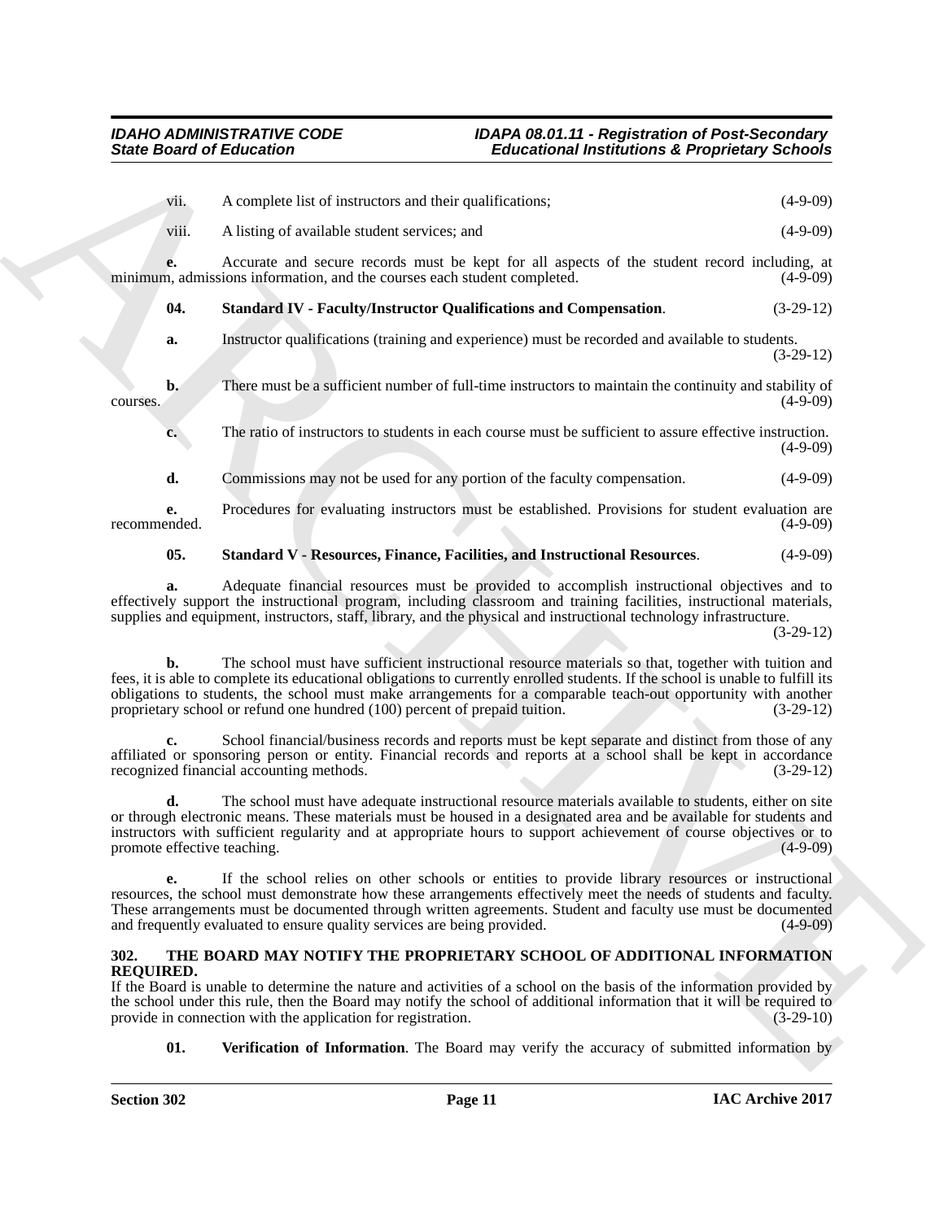vii. A complete list of instructors and their qualifications; (4-9-09)

viii. A listing of available student services; and (4-9-09)

**e.** Accurate and secure records must be kept for all aspects of the student record including, at minimum, admissions information, and the courses each student completed. (4-9-09)

**04. Standard IV - Faculty/Instructor Qualifications and Compensation**. (3-29-12)

**a.** Instructor qualifications (training and experience) must be recorded and available to students. (3-29-12)

**b.** There must be a sufficient number of full-time instructors to maintain the continuity and stability of courses. (4-9-09)

**c.** The ratio of instructors to students in each course must be sufficient to assure effective instruction. (4-9-09)

**d.** Commissions may not be used for any portion of the faculty compensation. (4-9-09)

**e.** Procedures for evaluating instructors must be established. Provisions for student evaluation are recommended. (4-9-09)

**05. Standard V - Resources, Finance, Facilities, and Instructional Resources**. (4-9-09)

**a.** Adequate financial resources must be provided to accomplish instructional objectives and to effectively support the instructional program, including classroom and training facilities, instructional materials, supplies and equipment, instructors, staff, library, and the physical and instructional technology infrastructure. (3-29-12)

**b.** The school must have sufficient instructional resource materials so that, together with tuition and fees, it is able to complete its educational obligations to currently enrolled students. If the school is unable to fulfill its obligations to students, the school must make arrangements for a comparable teach-out opportunity with another proprietary school or refund one hundred (100) percent of prepaid tuition. (3-29-12)

**c.** School financial/business records and reports must be kept separate and distinct from those of any affiliated or sponsoring person or entity. Financial records and reports at a school shall be kept in accordance recognized financial accounting methods. (3-29-12)

**d.** The school must have adequate instructional resource materials available to students, either on site or through electronic means. These materials must be housed in a designated area and be available for students and instructors with sufficient regularity and at appropriate hours to support achievement of course objectives or to promote effective teaching. (4-9-09)

**e.** If the school relies on other schools or entities to provide library resources or instructional resources, the school must demonstrate how these arrangements effectively meet the needs of students and faculty. These arrangements must be documented through written agreements. Student and faculty use must be documented and frequently evaluated to ensure quality services are being provided. (4-9-09)

**302. THE BOARD MAY NOTIFY THE PROPRIETARY SCHOOL OF ADDITIONAL INFORMATION REQUIRED.**

If the Board is unable to determine the nature and activities of a school on the basis of the information provided by the school under this rule, then the Board may notify the school of additional information that it will be required to provide in connection with the application for registration. (3-29-10)

**01. Verification of Information**. The Board may verify the accuracy of submitted information by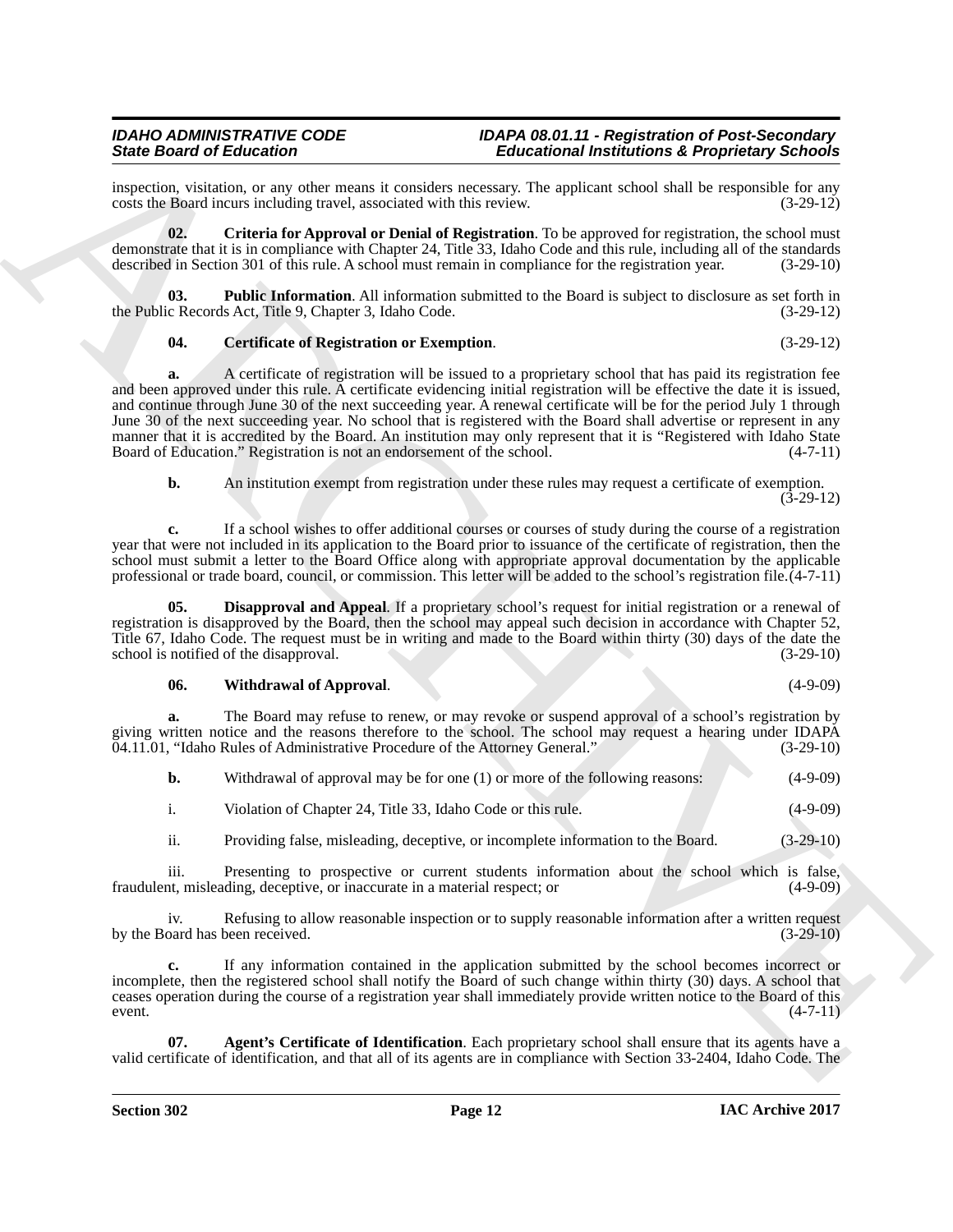inspection, visitation, or any other means it considers necessary. The applicant school shall be responsible for any costs the Board incurs including travel, associated with this review. (3-29-12)

**02. Criteria for Approval or Denial of Registration**. To be approved for registration, the school must demonstrate that it is in compliance with Chapter 24, Title 33, Idaho Code and this rule, including all of the standards described in Section 301 of this rule. A school must remain in compliance for the registration year. (3-29-10)

**03. Public Information**. All information submitted to the Board is subject to disclosure as set forth in the Public Records Act, Title 9, Chapter 3, Idaho Code. (3-29-12)

**04. Certificate of Registration or Exemption**. (3-29-12)

**a.** A certificate of registration will be issued to a proprietary school that has paid its registration fee and been approved under this rule. A certificate evidencing initial registration will be effective the date it is issued, and continue through June 30 of the next succeeding year. A renewal certificate will be for the period July 1 through June 30 of the next succeeding year. No school that is registered with the Board shall advertise or represent in any manner that it is accredited by the Board. An institution may only represent that it is "Registered with Idaho State Board of Education." Registration is not an endorsement of the school. (4-7-11)

**b.** An institution exempt from registration under these rules may request a certificate of exemption. (3-29-12)

**c.** If a school wishes to offer additional courses or courses of study during the course of a registration year that were not included in its application to the Board prior to issuance of the certificate of registration, then the school must submit a letter to the Board Office along with appropriate approval documentation by the applicable professional or trade board, council, or commission. This letter will be added to the school's registration file. (4-7-11)

**05. Disapproval and Appeal**. If a proprietary school's request for initial registration or a renewal of registration is disapproved by the Board, then the school may appeal such decision in accordance with Chapter 52, Title 67, Idaho Code. The request must be in writing and made to the Board within thirty (30) days of the date the school is notified of the disapproval. (3-29-10)

**06. Withdrawal of Approval**. (4-9-09)

**a.** The Board may refuse to renew, or may revoke or suspend approval of a school's registration by giving written notice and the reasons therefore to the school. The school may request a hearing under IDAPA 04.11.01, "Idaho Rules of Administrative Procedure of the Attorney General." (3-29-10)

**b.** Withdrawal of approval may be for one (1) or more of the following reasons: (4-9-09)

i. Violation of Chapter 24, Title 33, Idaho Code or this rule. (4-9-09)

ii. Providing false, misleading, deceptive, or incomplete information to the Board. (3-29-10)

iii. Presenting to prospective or current students information about the school which is false, fraudulent, misleading, deceptive, or inaccurate in a material respect; or (4-9-09)

iv. Refusing to allow reasonable inspection or to supply reasonable information after a written request by the Board has been received. (3-29-10)

**c.** If any information contained in the application submitted by the school becomes incorrect or incomplete, then the registered school shall notify the Board of such change within thirty (30) days. A school that ceases operation during the course of a registration year shall immediately provide written notice to the Board of this event. (4-7-11)

**07. Agent's Certificate of Identification**. Each proprietary school shall ensure that its agents have a valid certificate of identification, and that all of its agents are in compliance with Section 33-2404, Idaho Code. The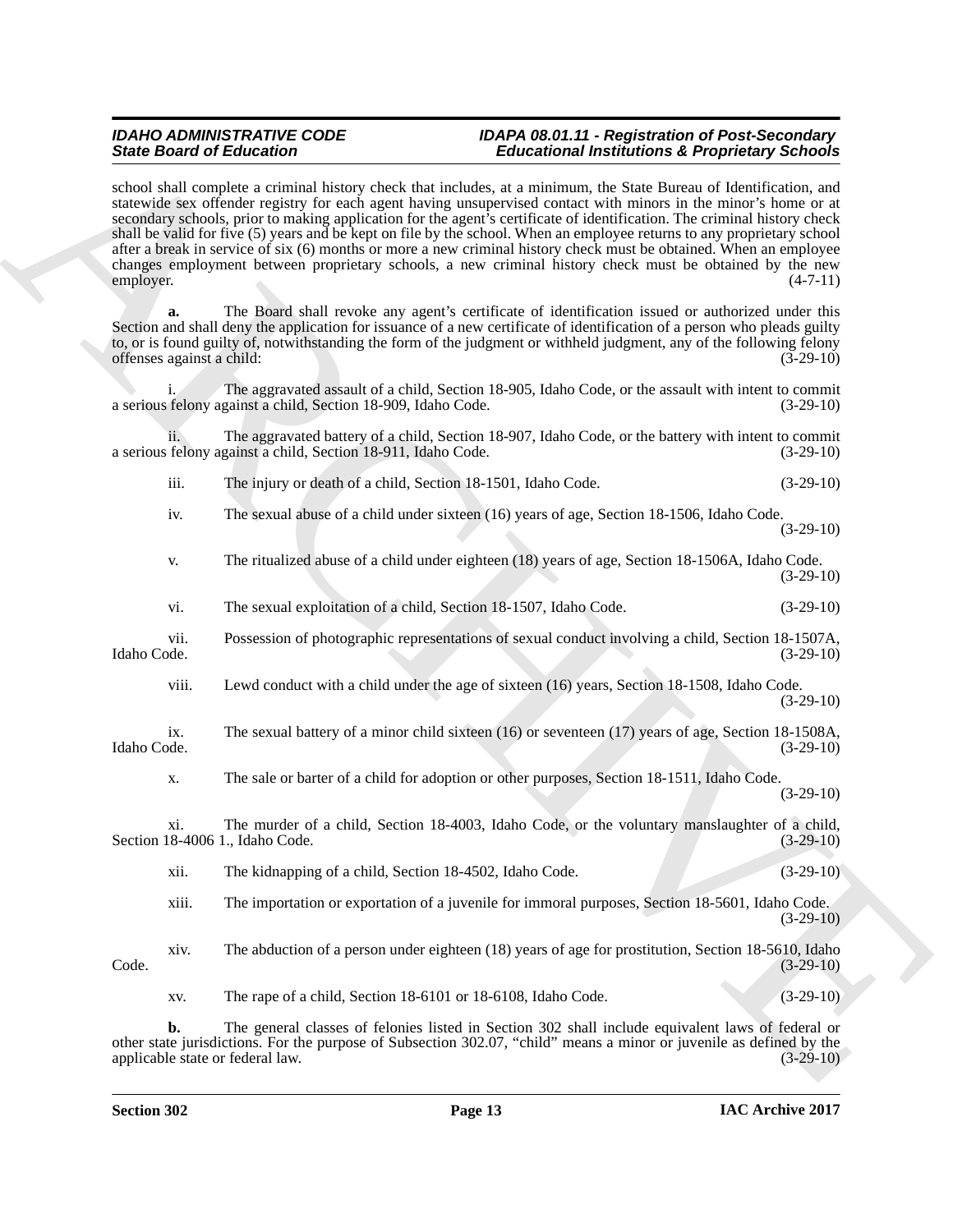school shall complete a criminal history check that includes, at a minimum, the State Bureau of Identification, and statewide sex offender registry for each agent having unsupervised contact with minors in the minor's home or at secondary schools, prior to making application for the agent's certificate of identification. The criminal history check shall be valid for five (5) years and be kept on file by the school. When an employee returns to any proprietary school after a break in service of six (6) months or more a new criminal history check must be obtained. When an employee changes employment between proprietary schools, a new criminal history check must be obtained by the new employer. (4-7-11)

**a.** The Board shall revoke any agent's certificate of identification issued or authorized under this Section and shall deny the application for issuance of a new certificate of identification of a person who pleads guilty to, or is found guilty of, notwithstanding the form of the judgment or withheld judgment, any of the following felony offenses against a child: (3-29-10)

i. The aggravated assault of a child, Section 18-905, Idaho Code, or the assault with intent to commit a serious felony against a child, Section 18-909, Idaho Code. (3-29-10)

ii. The aggravated battery of a child, Section 18-907, Idaho Code, or the battery with intent to commit a serious felony against a child, Section 18-911, Idaho Code. (3-29-10)

iii. The injury or death of a child, Section 18-1501, Idaho Code. (3-29-10)

iv. The sexual abuse of a child under sixteen (16) years of age, Section 18-1506, Idaho Code. (3-29-10)

v. The ritualized abuse of a child under eighteen (18) years of age, Section 18-1506A, Idaho Code. (3-29-10)

vi. The sexual exploitation of a child, Section 18-1507, Idaho Code. (3-29-10)

vii. Possession of photographic representations of sexual conduct involving a child, Section 18-1507A, Idaho Code. (3-29-10)

viii. Lewd conduct with a child under the age of sixteen (16) years, Section 18-1508, Idaho Code. (3-29-10)

ix. The sexual battery of a minor child sixteen (16) or seventeen (17) years of age, Section 18-1508A, Idaho Code. (3-29-10)

x. The sale or barter of a child for adoption or other purposes, Section 18-1511, Idaho Code. (3-29-10)

xi. The murder of a child, Section 18-4003, Idaho Code, or the voluntary manslaughter of a child, Section 18-4006 1., Idaho Code. (3-29-10)

xii. The kidnapping of a child, Section 18-4502, Idaho Code. (3-29-10)

xiii. The importation or exportation of a juvenile for immoral purposes, Section 18-5601, Idaho Code. (3-29-10)

xiv. The abduction of a person under eighteen (18) years of age for prostitution, Section 18-5610, Idaho Code. (3-29-10)

xv. The rape of a child, Section 18-6101 or 18-6108, Idaho Code. (3-29-10)

**b.** The general classes of felonies listed in Section 302 shall include equivalent laws of federal or other state jurisdictions. For the purpose of Subsection 302.07, "child" means a minor or juvenile as defined by the applicable state or federal law. (3-29-10)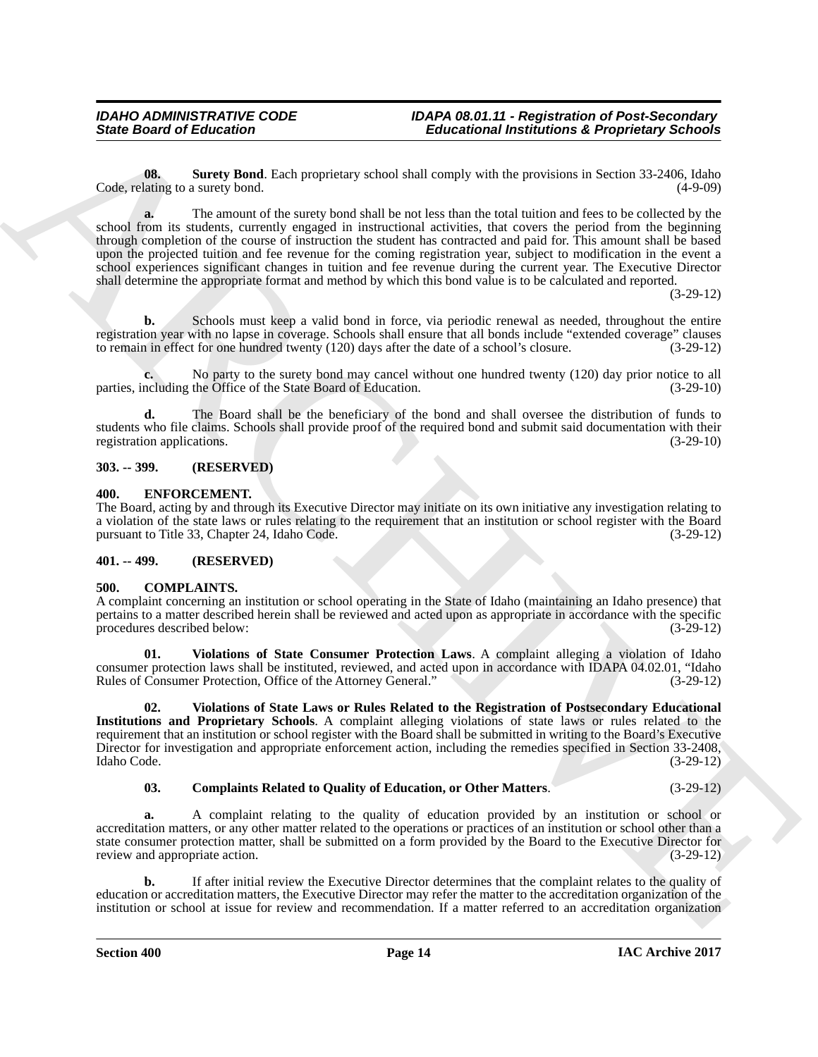**08. Surety Bond**. Each proprietary school shall comply with the provisions in Section 33-2406, Idaho Code, relating to a surety bond. (4-9-09)

**a.** The amount of the surety bond shall be not less than the total tuition and fees to be collected by the school from its students, currently engaged in instructional activities, that covers the period from the beginning through completion of the course of instruction the student has contracted and paid for. This amount shall be based upon the projected tuition and fee revenue for the coming registration year, subject to modification in the event a school experiences significant changes in tuition and fee revenue during the current year. The Executive Director shall determine the appropriate format and method by which this bond value is to be calculated and reported. (3-29-12)

**b.** Schools must keep a valid bond in force, via periodic renewal as needed, throughout the entire registration year with no lapse in coverage. Schools shall ensure that all bonds include "extended coverage" clauses to remain in effect for one hundred twenty (120) days after the date of a school's closure. (3-29-12)

**c.** No party to the surety bond may cancel without one hundred twenty (120) day prior notice to all parties, including the Office of the State Board of Education. (3-29-10)

**d.** The Board shall be the beneficiary of the bond and shall oversee the distribution of funds to students who file claims. Schools shall provide proof of the required bond and submit said documentation with their registration applications. (3-29-10)

## 303. -- 399. (RESERVED)

## 400. ENFORCEMENT.

The Board, acting by and through its Executive Director may initiate on its own initiative any investigation relating to a violation of the state laws or rules relating to the requirement that an institution or school register with the Board pursuant to Title 33, Chapter 24, Idaho Code. (3-29-12)

## 401. -- 499. (RESERVED)

## 500. COMPLAINTS.

A complaint concerning an institution or school operating in the State of Idaho (maintaining an Idaho presence) that pertains to a matter described herein shall be reviewed and acted upon as appropriate in accordance with the specific procedures described below: (3-29-12)

**01. Violations of State Consumer Protection Laws**. A complaint alleging a violation of Idaho consumer protection laws shall be instituted, reviewed, and acted upon in accordance with IDAPA 04.02.01, "Idaho Rules of Consumer Protection, Office of the Attorney General." (3-29-12)

**02. Violations of State Laws or Rules Related to the Registration of Postsecondary Educational Institutions and Proprietary Schools**. A complaint alleging violations of state laws or rules related to the requirement that an institution or school register with the Board shall be submitted in writing to the Board's Executive Director for investigation and appropriate enforcement action, including the remedies specified in Section 33-2408, Idaho Code. (3-29-12)

**03. Complaints Related to Quality of Education, or Other Matters**. (3-29-12)

**a.** A complaint relating to the quality of education provided by an institution or school or accreditation matters, or any other matter related to the operations or practices of an institution or school other than a state consumer protection matter, shall be submitted on a form provided by the Board to the Executive Director for review and appropriate action. (3-29-12)

**b.** If after initial review the Executive Director determines that the complaint relates to the quality of education or accreditation matters, the Executive Director may refer the matter to the accreditation organization of the institution or school at issue for review and recommendation. If a matter referred to an accreditation organization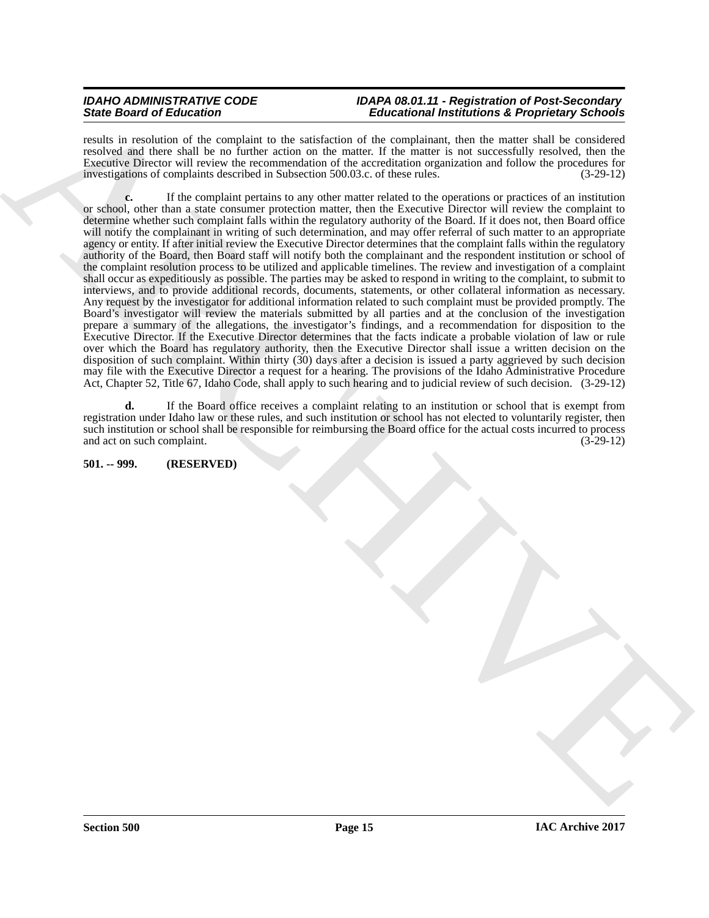results in resolution of the complaint to the satisfaction of the complainant, then the matter shall be considered resolved and there shall be no further action on the matter. If the matter is not successfully resolved, then the Executive Director will review the recommendation of the accreditation organization and follow the procedures for investigations of complaints described in Subsection 500.03.c. of these rules. (3-29-12)

**c.** If the complaint pertains to any other matter related to the operations or practices of an institution or school, other than a state consumer protection matter, then the Executive Director will review the complaint to determine whether such complaint falls within the regulatory authority of the Board. If it does not, then Board office will notify the complainant in writing of such determination, and may offer referral of such matter to an appropriate agency or entity. If after initial review the Executive Director determines that the complaint falls within the regulatory authority of the Board, then Board staff will notify both the complainant and the respondent institution or school of the complaint resolution process to be utilized and applicable timelines. The review and investigation of a complaint shall occur as expeditiously as possible. The parties may be asked to respond in writing to the complaint, to submit to interviews, and to provide additional records, documents, statements, or other collateral information as necessary. Any request by the investigator for additional information related to such complaint must be provided promptly. The Board's investigator will review the materials submitted by all parties and at the conclusion of the investigation prepare a summary of the allegations, the investigator's findings, and a recommendation for disposition to the Executive Director. If the Executive Director determines that the facts indicate a probable violation of law or rule over which the Board has regulatory authority, then the Executive Director shall issue a written decision on the disposition of such complaint. Within thirty (30) days after a decision is issued a party aggrieved by such decision may file with the Executive Director a request for a hearing. The provisions of the Idaho Administrative Procedure Act, Chapter 52, Title 67, Idaho Code, shall apply to such hearing and to judicial review of such decision. (3-29-12)

**d.** If the Board office receives a complaint relating to an institution or school that is exempt from registration under Idaho law or these rules, and such institution or school has not elected to voluntarily register, then such institution or school shall be responsible for reimbursing the Board office for the actual costs incurred to process and act on such complaint. (3-29-12)

**501. -- 999. (RESERVED)**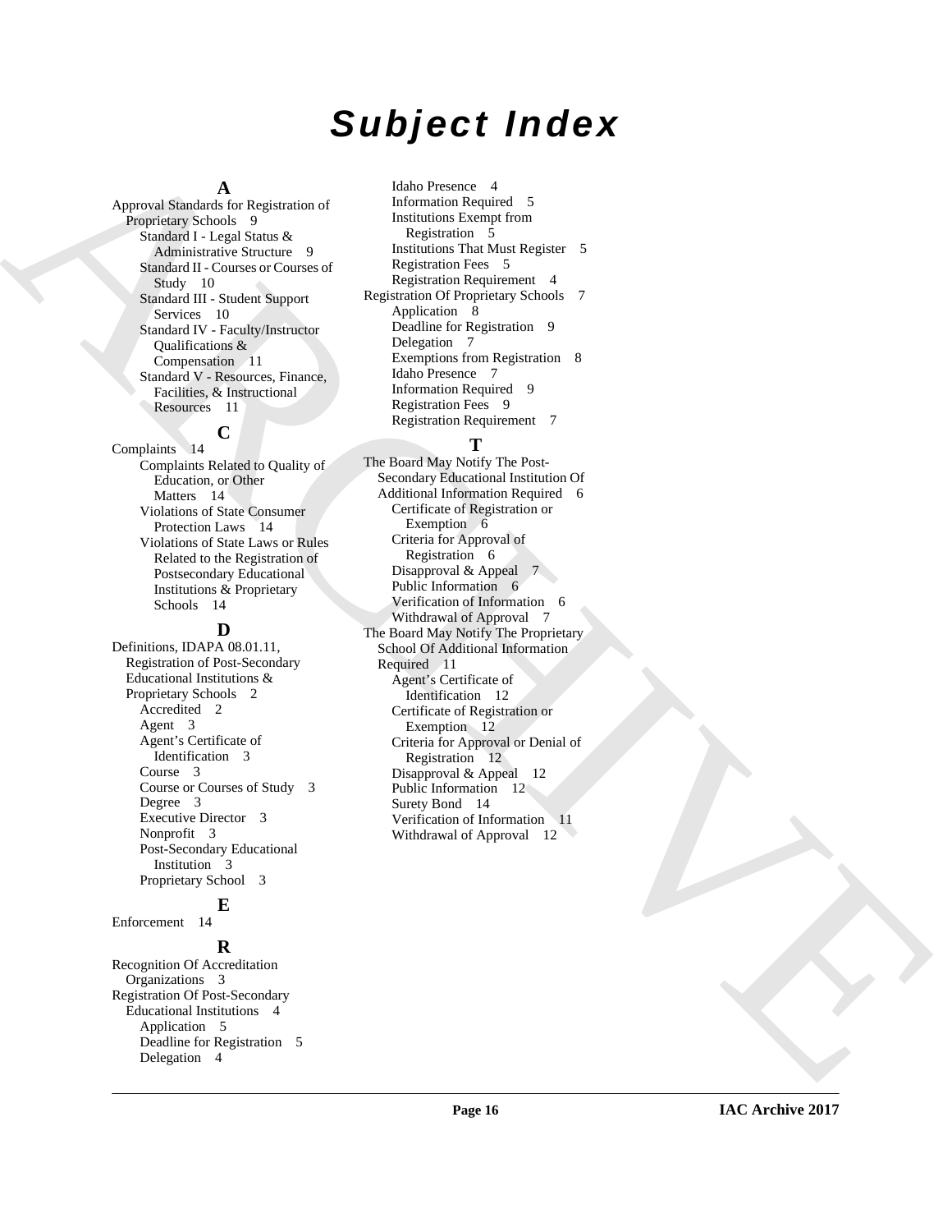# Subject Index

**A**

Approval Standards for Registration of Proprietary Schools 9
- Standard I - Legal Status & Administrative Structure 9
- Standard II - Courses or Courses of Study 10
- Standard III - Student Support Services 10
- Standard IV - Faculty/Instructor Qualifications & Compensation 11
- Standard V - Resources, Finance, Facilities, & Instructional Resources 11

**C**

Complaints 14
- Complaints Related to Quality of Education, or Other Matters 14
- Violations of State Consumer Protection Laws 14
- Violations of State Laws or Rules Related to the Registration of Postsecondary Educational Institutions & Proprietary Schools 14

**D**

Definitions, IDAPA 08.01.11, Registration of Post-Secondary Educational Institutions & Proprietary Schools 2
- Accredited 2
- Agent 3
- Agent's Certificate of Identification 3
- Course 3
- Course or Courses of Study 3
- Degree 3
- Executive Director 3
- Nonprofit 3
- Post-Secondary Educational Institution 3
- Proprietary School 3

**E**

Enforcement 14

**R**

Recognition Of Accreditation Organizations 3

Registration Of Post-Secondary Educational Institutions 4
- Application 5
- Deadline for Registration 5
- Delegation 4
- Idaho Presence 4
- Information Required 5
- Institutions Exempt from Registration 5
- Institutions That Must Register 5
- Registration Fees 5
- Registration Requirement 4

Registration Of Proprietary Schools 7
- Application 8
- Deadline for Registration 9
- Delegation 7
- Exemptions from Registration 8
- Idaho Presence 7
- Information Required 9
- Registration Fees 9
- Registration Requirement 7

**T**

The Board May Notify The Post-Secondary Educational Institution Of Additional Information Required 6
- Certificate of Registration or Exemption 6
- Criteria for Approval of Registration 6
- Disapproval & Appeal 7
- Public Information 6
- Verification of Information 6
- Withdrawal of Approval 7

The Board May Notify The Proprietary School Of Additional Information Required 11
- Agent's Certificate of Identification 12
- Certificate of Registration or Exemption 12
- Criteria for Approval or Denial of Registration 12
- Disapproval & Appeal 12
- Public Information 12
- Surety Bond 14
- Verification of Information 11
- Withdrawal of Approval 12